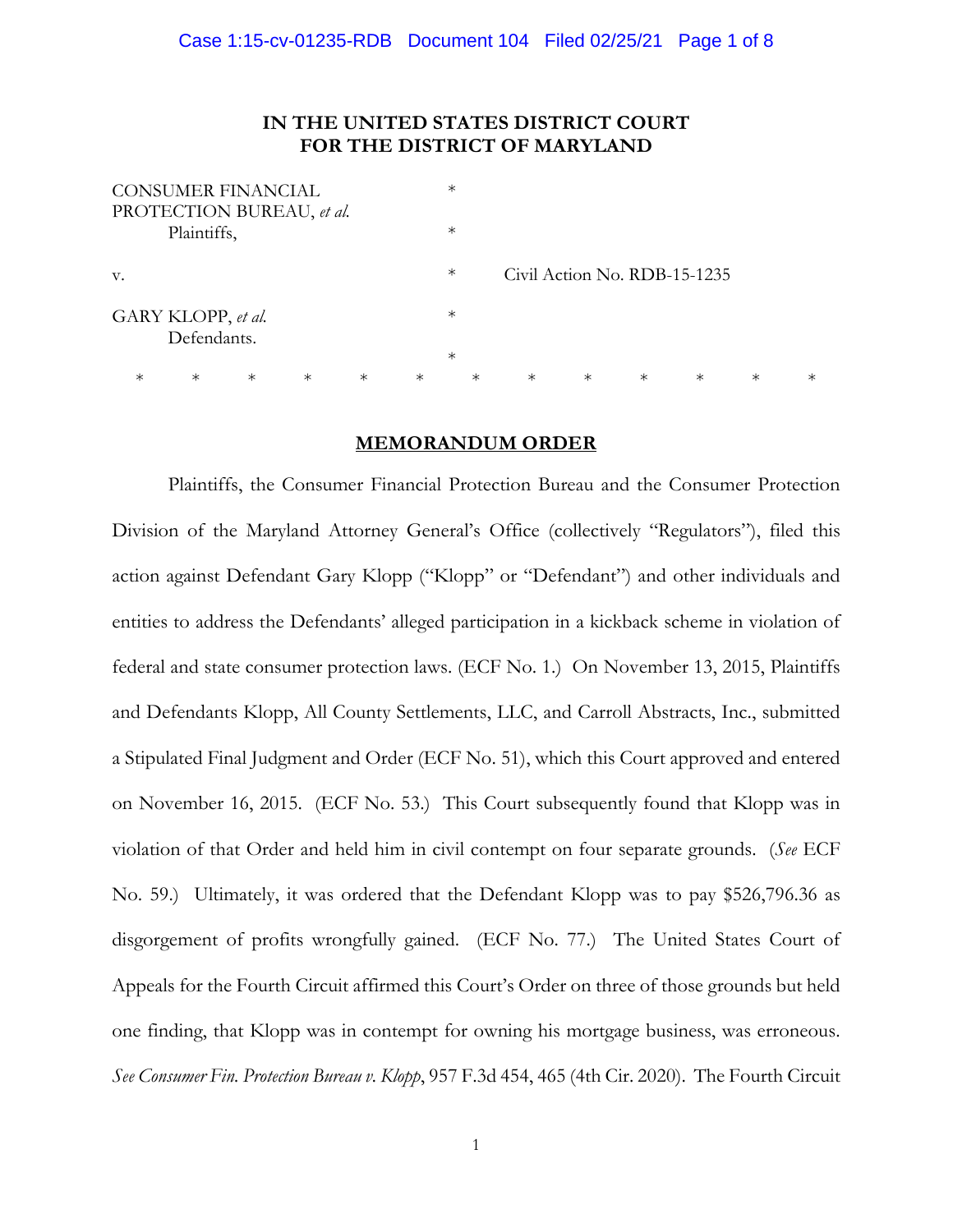**IN THE UNITED STATES DISTRICT COURT**
**FOR THE DISTRICT OF MARYLAND**

| | | |
|---|---|---|
| CONSUMER FINANCIAL PROTECTION BUREAU, *et al.* | * | |
| Plaintiffs, | * | |
| v. | * | Civil Action No. RDB-15-1235 |
| GARY KLOPP, *et al.* | * | |
| Defendants. | * | |

\* \* \* \* \* \* \* \* \* \* \* \* \*

**MEMORANDUM ORDER**

Plaintiffs, the Consumer Financial Protection Bureau and the Consumer Protection Division of the Maryland Attorney General's Office (collectively "Regulators"), filed this action against Defendant Gary Klopp ("Klopp" or "Defendant") and other individuals and entities to address the Defendants' alleged participation in a kickback scheme in violation of federal and state consumer protection laws. (ECF No. 1.) On November 13, 2015, Plaintiffs and Defendants Klopp, All County Settlements, LLC, and Carroll Abstracts, Inc., submitted a Stipulated Final Judgment and Order (ECF No. 51), which this Court approved and entered on November 16, 2015. (ECF No. 53.) This Court subsequently found that Klopp was in violation of that Order and held him in civil contempt on four separate grounds. (*See* ECF No. 59.) Ultimately, it was ordered that the Defendant Klopp was to pay $526,796.36 as disgorgement of profits wrongfully gained. (ECF No. 77.) The United States Court of Appeals for the Fourth Circuit affirmed this Court's Order on three of those grounds but held one finding, that Klopp was in contempt for owning his mortgage business, was erroneous. *See Consumer Fin. Protection Bureau v. Klopp*, 957 F.3d 454, 465 (4th Cir. 2020). The Fourth Circuit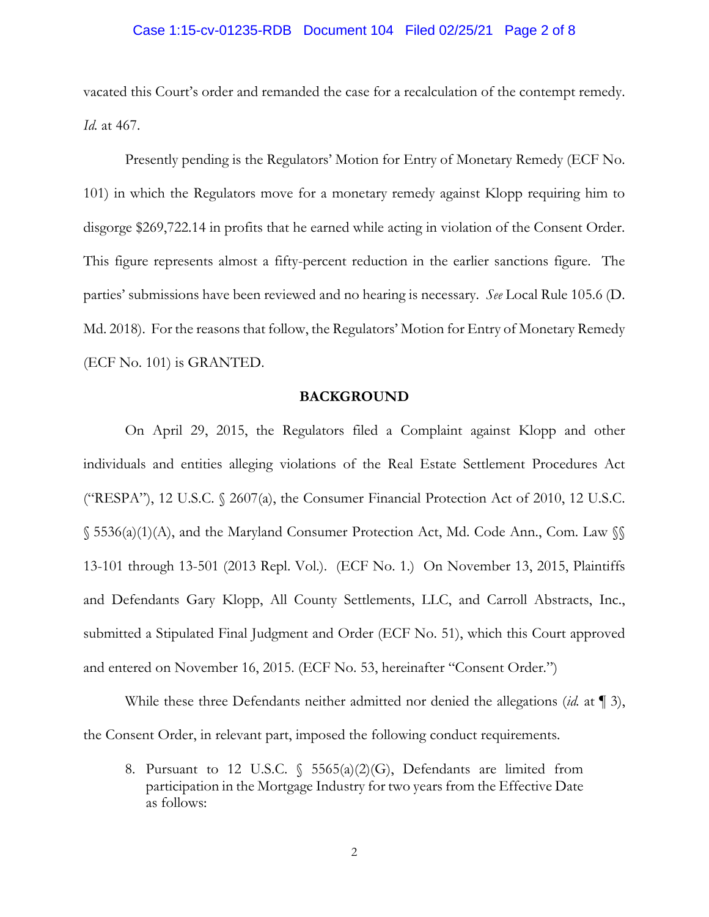vacated this Court's order and remanded the case for a recalculation of the contempt remedy. *Id.* at 467.

Presently pending is the Regulators' Motion for Entry of Monetary Remedy (ECF No. 101) in which the Regulators move for a monetary remedy against Klopp requiring him to disgorge $269,722.14 in profits that he earned while acting in violation of the Consent Order. This figure represents almost a fifty-percent reduction in the earlier sanctions figure. The parties' submissions have been reviewed and no hearing is necessary. *See* Local Rule 105.6 (D. Md. 2018). For the reasons that follow, the Regulators' Motion for Entry of Monetary Remedy (ECF No. 101) is GRANTED.

## BACKGROUND

On April 29, 2015, the Regulators filed a Complaint against Klopp and other individuals and entities alleging violations of the Real Estate Settlement Procedures Act ("RESPA"), 12 U.S.C. § 2607(a), the Consumer Financial Protection Act of 2010, 12 U.S.C. § 5536(a)(1)(A), and the Maryland Consumer Protection Act, Md. Code Ann., Com. Law §§ 13-101 through 13-501 (2013 Repl. Vol.). (ECF No. 1.) On November 13, 2015, Plaintiffs and Defendants Gary Klopp, All County Settlements, LLC, and Carroll Abstracts, Inc., submitted a Stipulated Final Judgment and Order (ECF No. 51), which this Court approved and entered on November 16, 2015. (ECF No. 53, hereinafter "Consent Order.")

While these three Defendants neither admitted nor denied the allegations (*id.* at ¶ 3), the Consent Order, in relevant part, imposed the following conduct requirements.

> 8. Pursuant to 12 U.S.C. § 5565(a)(2)(G), Defendants are limited from participation in the Mortgage Industry for two years from the Effective Date as follows: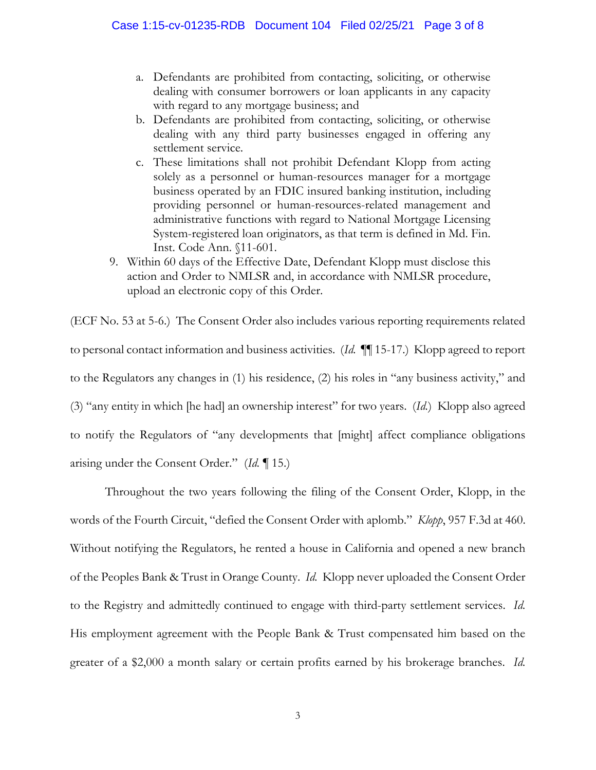a. Defendants are prohibited from contacting, soliciting, or otherwise dealing with consumer borrowers or loan applicants in any capacity with regard to any mortgage business; and
b. Defendants are prohibited from contacting, soliciting, or otherwise dealing with any third party businesses engaged in offering any settlement service.
c. These limitations shall not prohibit Defendant Klopp from acting solely as a personnel or human-resources manager for a mortgage business operated by an FDIC insured banking institution, including providing personnel or human-resources-related management and administrative functions with regard to National Mortgage Licensing System-registered loan originators, as that term is defined in Md. Fin. Inst. Code Ann. §11-601.

9. Within 60 days of the Effective Date, Defendant Klopp must disclose this action and Order to NMLSR and, in accordance with NMLSR procedure, upload an electronic copy of this Order.

(ECF No. 53 at 5-6.) The Consent Order also includes various reporting requirements related to personal contact information and business activities. (*Id.* ¶¶ 15-17.) Klopp agreed to report to the Regulators any changes in (1) his residence, (2) his roles in "any business activity," and (3) "any entity in which [he had] an ownership interest" for two years. (*Id.*) Klopp also agreed to notify the Regulators of "any developments that [might] affect compliance obligations arising under the Consent Order." (*Id.* ¶ 15.)

Throughout the two years following the filing of the Consent Order, Klopp, in the words of the Fourth Circuit, "defied the Consent Order with aplomb." *Klopp*, 957 F.3d at 460. Without notifying the Regulators, he rented a house in California and opened a new branch of the Peoples Bank & Trust in Orange County. *Id.* Klopp never uploaded the Consent Order to the Registry and admittedly continued to engage with third-party settlement services. *Id.* His employment agreement with the People Bank & Trust compensated him based on the greater of a $2,000 a month salary or certain profits earned by his brokerage branches. *Id.*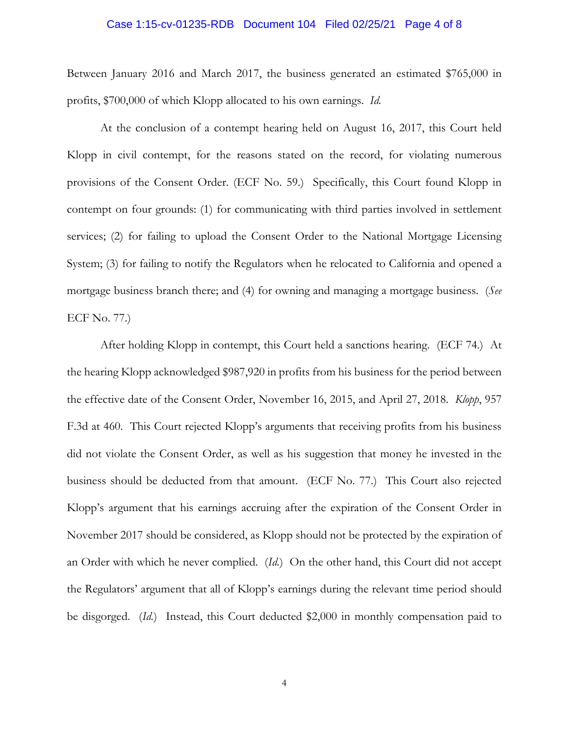Between January 2016 and March 2017, the business generated an estimated $765,000 in profits, $700,000 of which Klopp allocated to his own earnings. *Id.*

At the conclusion of a contempt hearing held on August 16, 2017, this Court held Klopp in civil contempt, for the reasons stated on the record, for violating numerous provisions of the Consent Order. (ECF No. 59.) Specifically, this Court found Klopp in contempt on four grounds: (1) for communicating with third parties involved in settlement services; (2) for failing to upload the Consent Order to the National Mortgage Licensing System; (3) for failing to notify the Regulators when he relocated to California and opened a mortgage business branch there; and (4) for owning and managing a mortgage business. (*See* ECF No. 77.)

After holding Klopp in contempt, this Court held a sanctions hearing. (ECF 74.) At the hearing Klopp acknowledged $987,920 in profits from his business for the period between the effective date of the Consent Order, November 16, 2015, and April 27, 2018. *Klopp*, 957 F.3d at 460. This Court rejected Klopp's arguments that receiving profits from his business did not violate the Consent Order, as well as his suggestion that money he invested in the business should be deducted from that amount. (ECF No. 77.) This Court also rejected Klopp's argument that his earnings accruing after the expiration of the Consent Order in November 2017 should be considered, as Klopp should not be protected by the expiration of an Order with which he never complied. (*Id.*) On the other hand, this Court did not accept the Regulators' argument that all of Klopp's earnings during the relevant time period should be disgorged. (*Id.*) Instead, this Court deducted $2,000 in monthly compensation paid to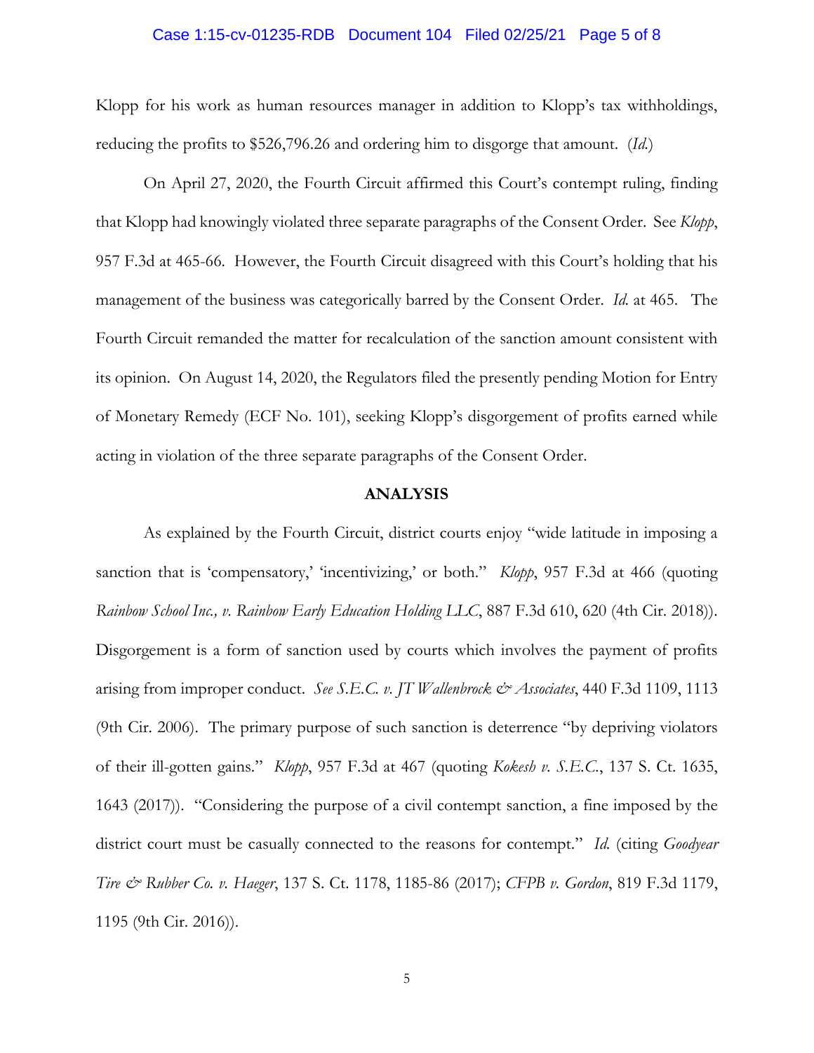Klopp for his work as human resources manager in addition to Klopp's tax withholdings, reducing the profits to $526,796.26 and ordering him to disgorge that amount. (*Id.*)

On April 27, 2020, the Fourth Circuit affirmed this Court's contempt ruling, finding that Klopp had knowingly violated three separate paragraphs of the Consent Order. See *Klopp*, 957 F.3d at 465-66. However, the Fourth Circuit disagreed with this Court's holding that his management of the business was categorically barred by the Consent Order. *Id.* at 465. The Fourth Circuit remanded the matter for recalculation of the sanction amount consistent with its opinion. On August 14, 2020, the Regulators filed the presently pending Motion for Entry of Monetary Remedy (ECF No. 101), seeking Klopp's disgorgement of profits earned while acting in violation of the three separate paragraphs of the Consent Order.

## ANALYSIS

As explained by the Fourth Circuit, district courts enjoy "wide latitude in imposing a sanction that is 'compensatory,' 'incentivizing,' or both." *Klopp*, 957 F.3d at 466 (quoting *Rainbow School Inc., v. Rainbow Early Education Holding LLC*, 887 F.3d 610, 620 (4th Cir. 2018)). Disgorgement is a form of sanction used by courts which involves the payment of profits arising from improper conduct. *See S.E.C. v. JT Wallenbrock & Associates*, 440 F.3d 1109, 1113 (9th Cir. 2006). The primary purpose of such sanction is deterrence "by depriving violators of their ill-gotten gains." *Klopp*, 957 F.3d at 467 (quoting *Kokesh v. S.E.C.*, 137 S. Ct. 1635, 1643 (2017)). "Considering the purpose of a civil contempt sanction, a fine imposed by the district court must be casually connected to the reasons for contempt." *Id.* (citing *Goodyear Tire & Rubber Co. v. Haeger*, 137 S. Ct. 1178, 1185-86 (2017); *CFPB v. Gordon*, 819 F.3d 1179, 1195 (9th Cir. 2016)).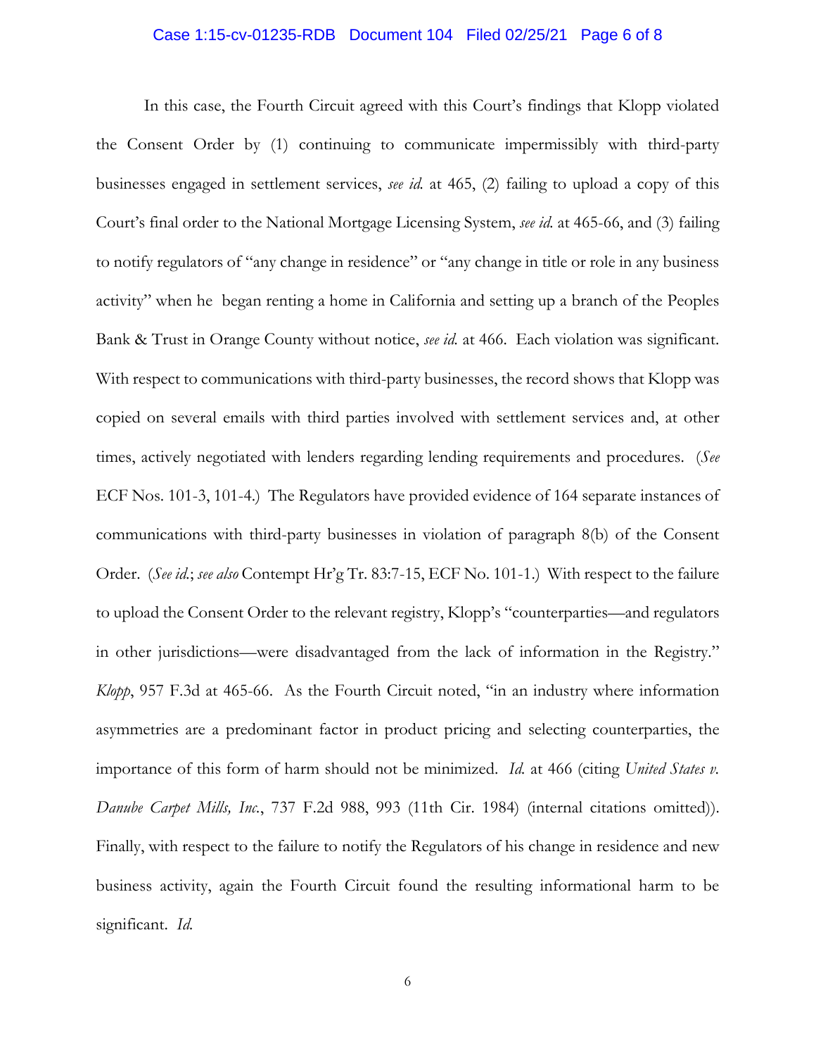In this case, the Fourth Circuit agreed with this Court's findings that Klopp violated the Consent Order by (1) continuing to communicate impermissibly with third-party businesses engaged in settlement services, *see id.* at 465, (2) failing to upload a copy of this Court's final order to the National Mortgage Licensing System, *see id.* at 465-66, and (3) failing to notify regulators of "any change in residence" or "any change in title or role in any business activity" when he began renting a home in California and setting up a branch of the Peoples Bank & Trust in Orange County without notice, *see id.* at 466. Each violation was significant. With respect to communications with third-party businesses, the record shows that Klopp was copied on several emails with third parties involved with settlement services and, at other times, actively negotiated with lenders regarding lending requirements and procedures. (*See* ECF Nos. 101-3, 101-4.) The Regulators have provided evidence of 164 separate instances of communications with third-party businesses in violation of paragraph 8(b) of the Consent Order. (*See id.*; *see also* Contempt Hr'g Tr. 83:7-15, ECF No. 101-1.) With respect to the failure to upload the Consent Order to the relevant registry, Klopp's "counterparties—and regulators in other jurisdictions—were disadvantaged from the lack of information in the Registry." *Klopp*, 957 F.3d at 465-66. As the Fourth Circuit noted, "in an industry where information asymmetries are a predominant factor in product pricing and selecting counterparties, the importance of this form of harm should not be minimized. *Id.* at 466 (citing *United States v. Danube Carpet Mills, Inc.*, 737 F.2d 988, 993 (11th Cir. 1984) (internal citations omitted)). Finally, with respect to the failure to notify the Regulators of his change in residence and new business activity, again the Fourth Circuit found the resulting informational harm to be significant. *Id.*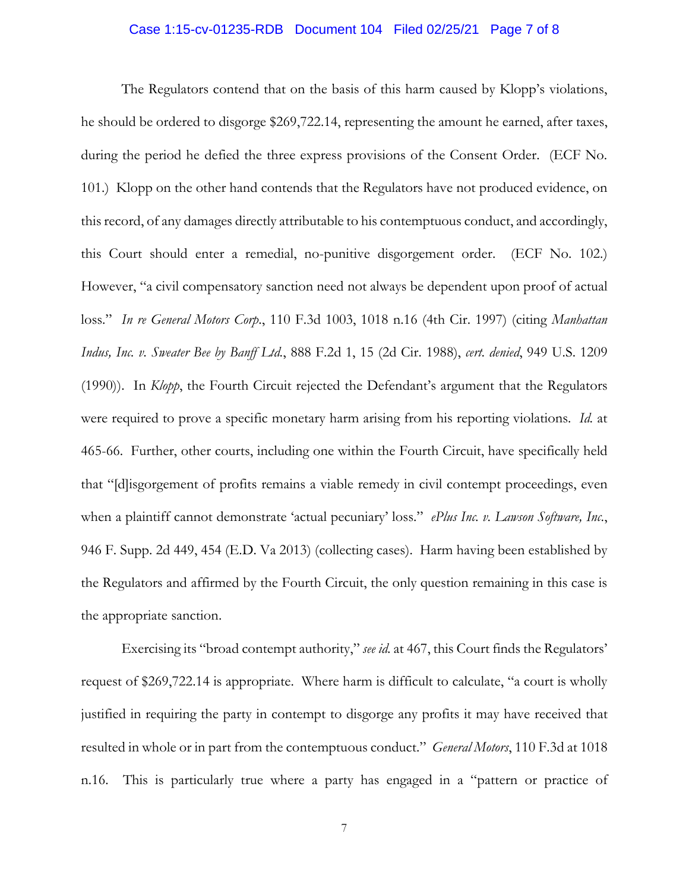The Regulators contend that on the basis of this harm caused by Klopp's violations, he should be ordered to disgorge $269,722.14, representing the amount he earned, after taxes, during the period he defied the three express provisions of the Consent Order. (ECF No. 101.) Klopp on the other hand contends that the Regulators have not produced evidence, on this record, of any damages directly attributable to his contemptuous conduct, and accordingly, this Court should enter a remedial, no-punitive disgorgement order. (ECF No. 102.) However, "a civil compensatory sanction need not always be dependent upon proof of actual loss." *In re General Motors Corp.*, 110 F.3d 1003, 1018 n.16 (4th Cir. 1997) (citing *Manhattan Indus, Inc. v. Sweater Bee by Banff Ltd.*, 888 F.2d 1, 15 (2d Cir. 1988), *cert. denied*, 949 U.S. 1209 (1990)). In *Klopp*, the Fourth Circuit rejected the Defendant's argument that the Regulators were required to prove a specific monetary harm arising from his reporting violations. *Id.* at 465-66. Further, other courts, including one within the Fourth Circuit, have specifically held that "[d]isgorgement of profits remains a viable remedy in civil contempt proceedings, even when a plaintiff cannot demonstrate 'actual pecuniary' loss." *ePlus Inc. v. Lawson Software, Inc.*, 946 F. Supp. 2d 449, 454 (E.D. Va 2013) (collecting cases). Harm having been established by the Regulators and affirmed by the Fourth Circuit, the only question remaining in this case is the appropriate sanction.

Exercising its "broad contempt authority," *see id.* at 467, this Court finds the Regulators' request of $269,722.14 is appropriate. Where harm is difficult to calculate, "a court is wholly justified in requiring the party in contempt to disgorge any profits it may have received that resulted in whole or in part from the contemptuous conduct." *General Motors*, 110 F.3d at 1018 n.16. This is particularly true where a party has engaged in a "pattern or practice of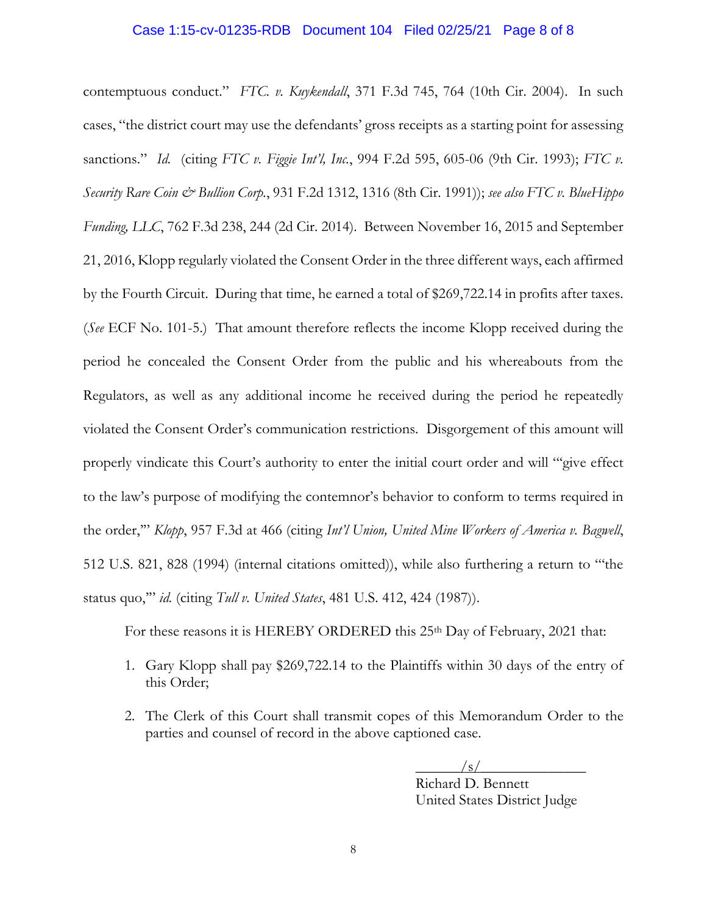contemptuous conduct." *FTC. v. Kuykendall*, 371 F.3d 745, 764 (10th Cir. 2004). In such cases, "the district court may use the defendants' gross receipts as a starting point for assessing sanctions." *Id.* (citing *FTC v. Figgie Int'l, Inc.*, 994 F.2d 595, 605-06 (9th Cir. 1993); *FTC v. Security Rare Coin & Bullion Corp.*, 931 F.2d 1312, 1316 (8th Cir. 1991)); *see also FTC v. BlueHippo Funding, LLC*, 762 F.3d 238, 244 (2d Cir. 2014). Between November 16, 2015 and September 21, 2016, Klopp regularly violated the Consent Order in the three different ways, each affirmed by the Fourth Circuit. During that time, he earned a total of $269,722.14 in profits after taxes. (*See* ECF No. 101-5.) That amount therefore reflects the income Klopp received during the period he concealed the Consent Order from the public and his whereabouts from the Regulators, as well as any additional income he received during the period he repeatedly violated the Consent Order's communication restrictions. Disgorgement of this amount will properly vindicate this Court's authority to enter the initial court order and will "'give effect to the law's purpose of modifying the contemnor's behavior to conform to terms required in the order,'" *Klopp*, 957 F.3d at 466 (citing *Int'l Union, United Mine Workers of America v. Bagwell*, 512 U.S. 821, 828 (1994) (internal citations omitted)), while also furthering a return to "'the status quo,'" *id.* (citing *Tull v. United States*, 481 U.S. 412, 424 (1987)).

For these reasons it is HEREBY ORDERED this 25th Day of February, 2021 that:

1. Gary Klopp shall pay $269,722.14 to the Plaintiffs within 30 days of the entry of this Order;

2. The Clerk of this Court shall transmit copes of this Memorandum Order to the parties and counsel of record in the above captioned case.

/s/

Richard D. Bennett
United States District Judge